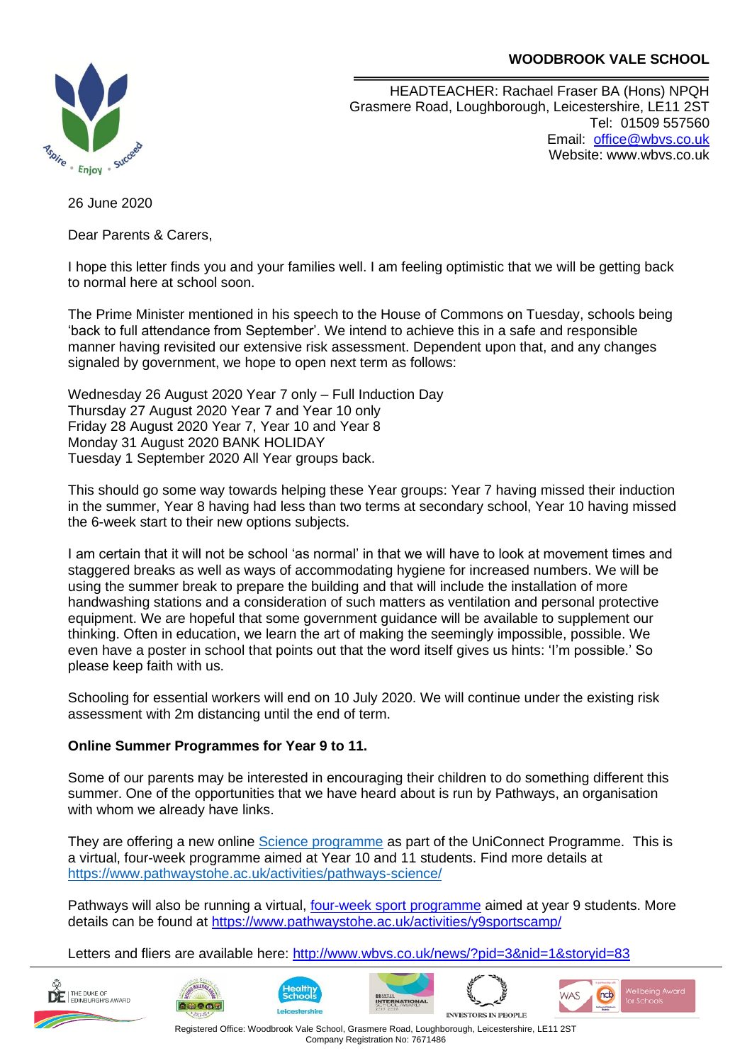**WOODBROOK VALE SCHOOL**

HEADTEACHER: Rachael Fraser BA (Hons) NPQH
Grasmere Road, Loughborough, Leicestershire, LE11 2ST
Tel: 01509 557560
Email: office@wbvs.co.uk
Website: www.wbvs.co.uk

26 June 2020

Dear Parents & Carers,

I hope this letter finds you and your families well. I am feeling optimistic that we will be getting back to normal here at school soon.

The Prime Minister mentioned in his speech to the House of Commons on Tuesday, schools being 'back to full attendance from September'. We intend to achieve this in a safe and responsible manner having revisited our extensive risk assessment. Dependent upon that, and any changes signaled by government, we hope to open next term as follows:

Wednesday 26 August 2020 Year 7 only – Full Induction Day
Thursday 27 August 2020 Year 7 and Year 10 only
Friday 28 August 2020 Year 7, Year 10 and Year 8
Monday 31 August 2020 BANK HOLIDAY
Tuesday 1 September 2020 All Year groups back.

This should go some way towards helping these Year groups: Year 7 having missed their induction in the summer, Year 8 having had less than two terms at secondary school, Year 10 having missed the 6-week start to their new options subjects.

I am certain that it will not be school 'as normal' in that we will have to look at movement times and staggered breaks as well as ways of accommodating hygiene for increased numbers. We will be using the summer break to prepare the building and that will include the installation of more handwashing stations and a consideration of such matters as ventilation and personal protective equipment. We are hopeful that some government guidance will be available to supplement our thinking. Often in education, we learn the art of making the seemingly impossible, possible. We even have a poster in school that points out that the word itself gives us hints: 'I'm possible.' So please keep faith with us.

Schooling for essential workers will end on 10 July 2020. We will continue under the existing risk assessment with 2m distancing until the end of term.

**Online Summer Programmes for Year 9 to 11.**

Some of our parents may be interested in encouraging their children to do something different this summer. One of the opportunities that we have heard about is run by Pathways, an organisation with whom we already have links.

They are offering a new online Science programme as part of the UniConnect Programme. This is a virtual, four-week programme aimed at Year 10 and 11 students. Find more details at https://www.pathwaystohe.ac.uk/activities/pathways-science/

Pathways will also be running a virtual, four-week sport programme aimed at year 9 students. More details can be found at https://www.pathwaystohe.ac.uk/activities/y9sportscamp/

Letters and fliers are available here: http://www.wbvs.co.uk/news/?pid=3&nid=1&storyid=83

Registered Office: Woodbrook Vale School, Grasmere Road, Loughborough, Leicestershire, LE11 2ST
Company Registration No: 7671486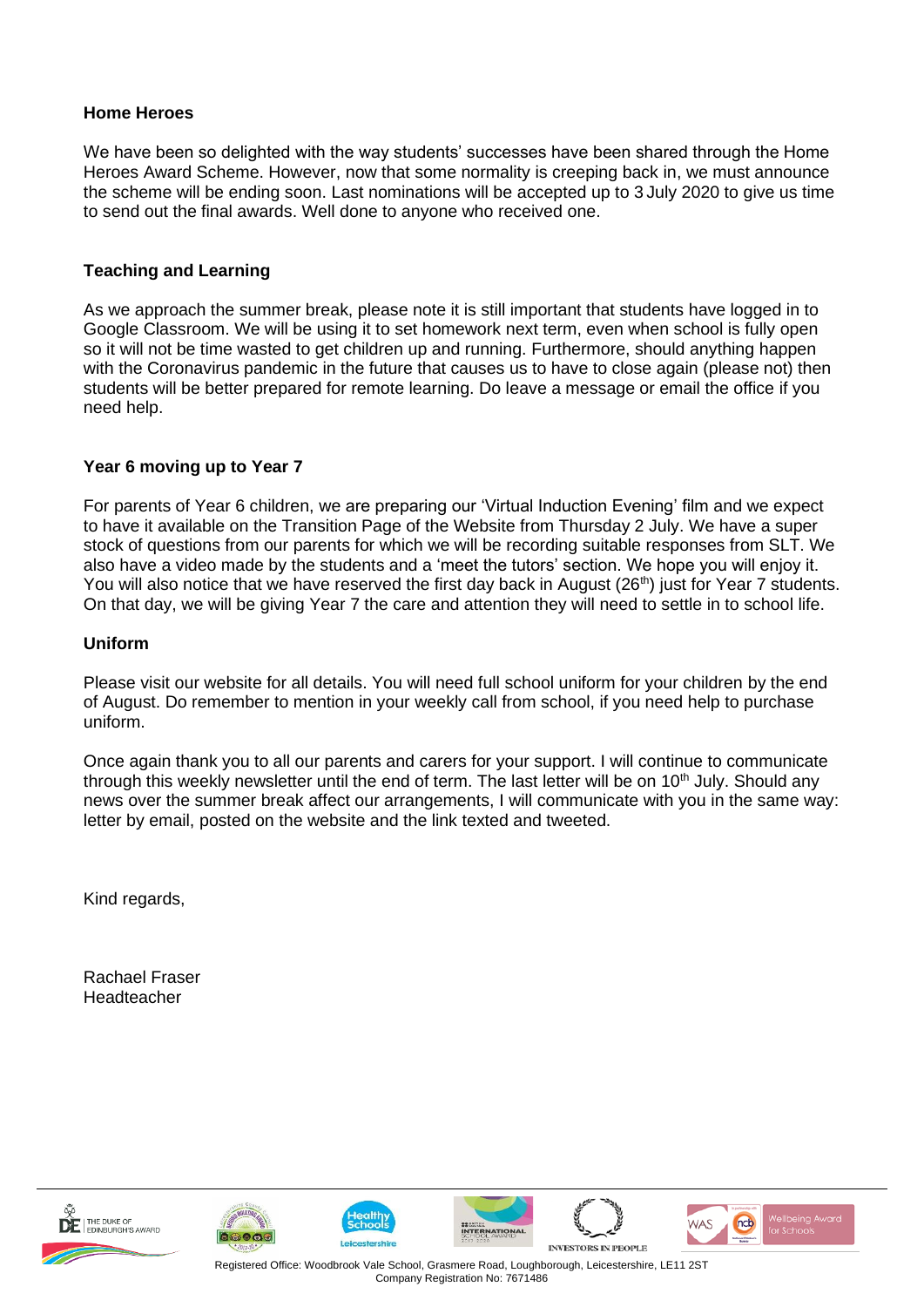### Home Heroes

We have been so delighted with the way students' successes have been shared through the Home Heroes Award Scheme. However, now that some normality is creeping back in, we must announce the scheme will be ending soon. Last nominations will be accepted up to 3 July 2020 to give us time to send out the final awards. Well done to anyone who received one.

### Teaching and Learning

As we approach the summer break, please note it is still important that students have logged in to Google Classroom. We will be using it to set homework next term, even when school is fully open so it will not be time wasted to get children up and running. Furthermore, should anything happen with the Coronavirus pandemic in the future that causes us to have to close again (please not) then students will be better prepared for remote learning. Do leave a message or email the office if you need help.

### Year 6 moving up to Year 7

For parents of Year 6 children, we are preparing our 'Virtual Induction Evening' film and we expect to have it available on the Transition Page of the Website from Thursday 2 July. We have a super stock of questions from our parents for which we will be recording suitable responses from SLT. We also have a video made by the students and a 'meet the tutors' section. We hope you will enjoy it. You will also notice that we have reserved the first day back in August (26th) just for Year 7 students. On that day, we will be giving Year 7 the care and attention they will need to settle in to school life.

### Uniform

Please visit our website for all details. You will need full school uniform for your children by the end of August. Do remember to mention in your weekly call from school, if you need help to purchase uniform.

Once again thank you to all our parents and carers for your support. I will continue to communicate through this weekly newsletter until the end of term. The last letter will be on 10th July. Should any news over the summer break affect our arrangements, I will communicate with you in the same way: letter by email, posted on the website and the link texted and tweeted.

Kind regards,

Rachael Fraser
Headteacher

Registered Office: Woodbrook Vale School, Grasmere Road, Loughborough, Leicestershire, LE11 2ST
Company Registration No: 7671486